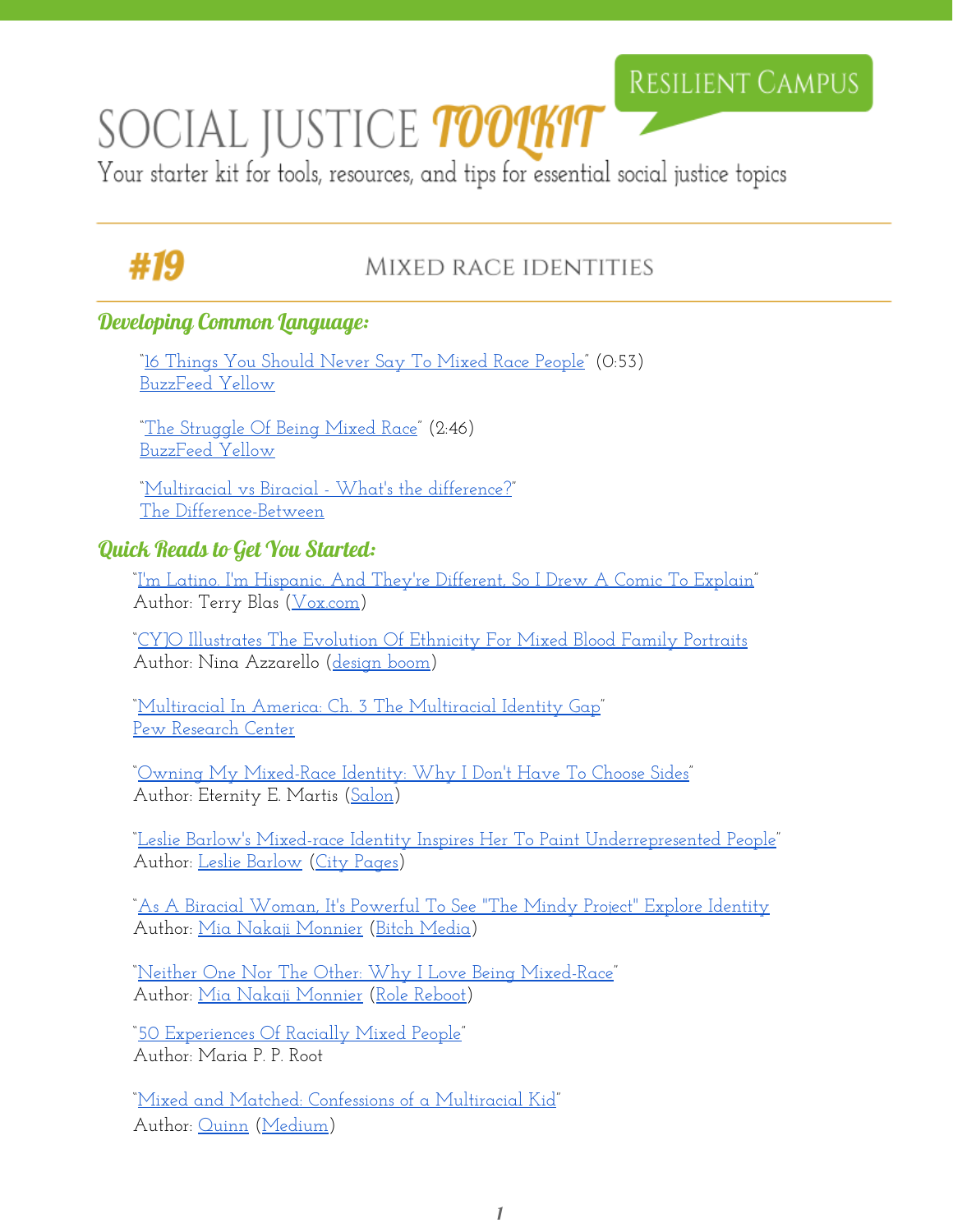# SOCIAL JUSTICE TOOLKIT

RESILIENT CAMPUS

Your starter kit for tools, resources, and tips for essential social justice topics

## #19 MIXED RACE IDENTITIES

### Developing Common Language:

"16 Things You Should Never Say To Mixed Race People" (0:53)
BuzzFeed Yellow

"The Struggle Of Being Mixed Race" (2:46)
BuzzFeed Yellow

"Multiracial vs Biracial - What's the difference?"
The Difference-Between

### Quick Reads to Get You Started:

"I'm Latino. I'm Hispanic. And They're Different, So I Drew A Comic To Explain"
Author: Terry Blas (Vox.com)

"CYJO Illustrates The Evolution Of Ethnicity For Mixed Blood Family Portraits
Author: Nina Azzarello (design boom)

"Multiracial In America: Ch. 3 The Multiracial Identity Gap"
Pew Research Center

"Owning My Mixed-Race Identity: Why I Don't Have To Choose Sides"
Author: Eternity E. Martis (Salon)

"Leslie Barlow's Mixed-race Identity Inspires Her To Paint Underrepresented People"
Author: Leslie Barlow (City Pages)

"As A Biracial Woman, It's Powerful To See "The Mindy Project" Explore Identity
Author: Mia Nakaji Monnier (Bitch Media)

"Neither One Nor The Other: Why I Love Being Mixed-Race"
Author: Mia Nakaji Monnier (Role Reboot)

"50 Experiences Of Racially Mixed People"
Author: Maria P. P. Root

"Mixed and Matched: Confessions of a Multiracial Kid"
Author: Quinn (Medium)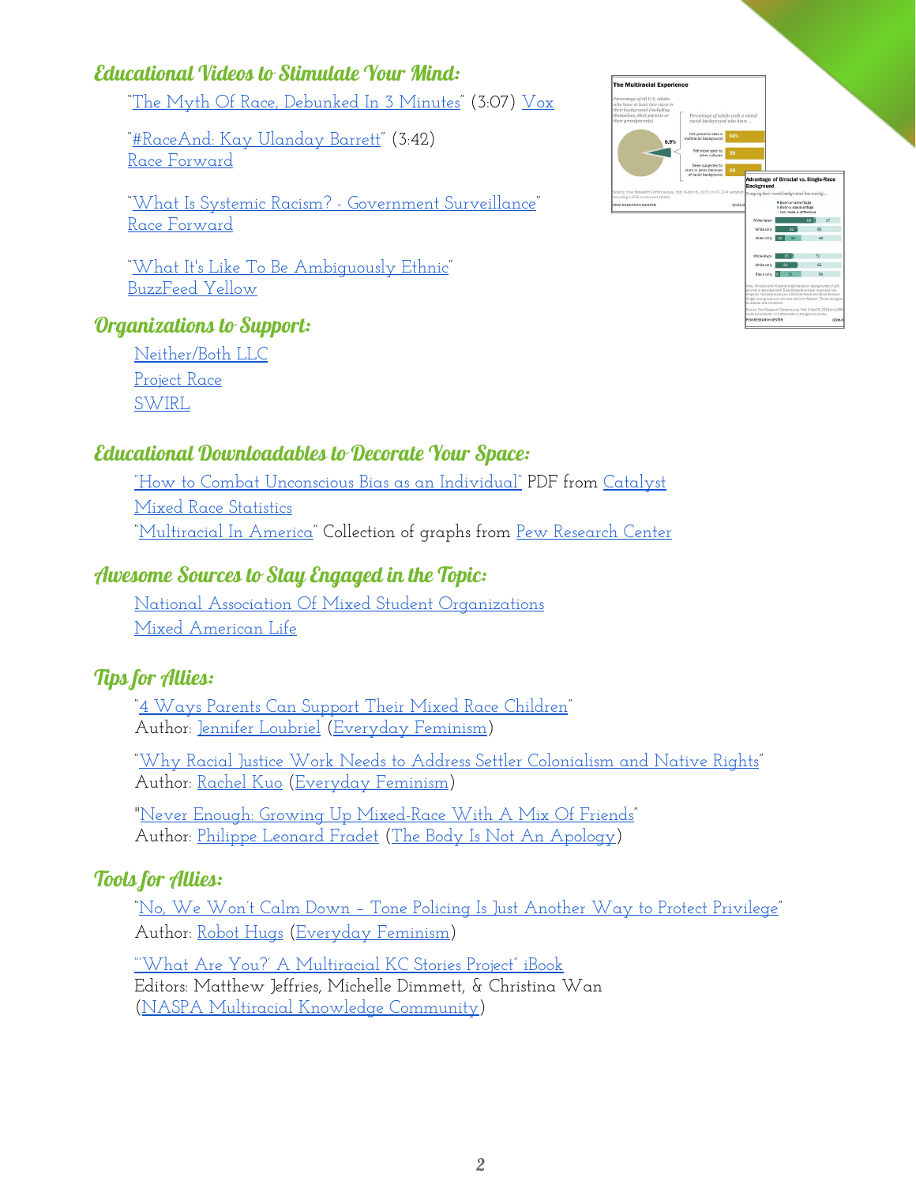## Educational Videos to Stimulate Your Mind:

"The Myth Of Race, Debunked In 3 Minutes" (3:07) Vox

"#RaceAnd: Kay Ulanday Barrett" (3:42)
Race Forward

"What Is Systemic Racism? - Government Surveillance"
Race Forward

"What It's Like To Be Ambiguously Ethnic"
BuzzFeed Yellow

## Organizations to Support:

Neither/Both LLC
Project Race
SWIRL

## Educational Downloadables to Decorate Your Space:

"How to Combat Unconscious Bias as an Individual" PDF from Catalyst
Mixed Race Statistics
"Multiracial In America" Collection of graphs from Pew Research Center

## Awesome Sources to Stay Engaged in the Topic:

National Association Of Mixed Student Organizations
Mixed American Life

## Tips for Allies:

"4 Ways Parents Can Support Their Mixed Race Children"
Author: Jennifer Loubriel (Everyday Feminism)

"Why Racial Justice Work Needs to Address Settler Colonialism and Native Rights"
Author: Rachel Kuo (Everyday Feminism)

"Never Enough: Growing Up Mixed-Race With A Mix Of Friends"
Author: Philippe Leonard Fradet (The Body Is Not An Apology)

## Tools for Allies:

"No, We Won't Calm Down – Tone Policing Is Just Another Way to Protect Privilege"
Author: Robot Hugs (Everyday Feminism)

"'What Are You?' A Multiracial KC Stories Project" iBook
Editors: Matthew Jeffries, Michelle Dimmett, & Christina Wan
(NASPA Multiracial Knowledge Community)